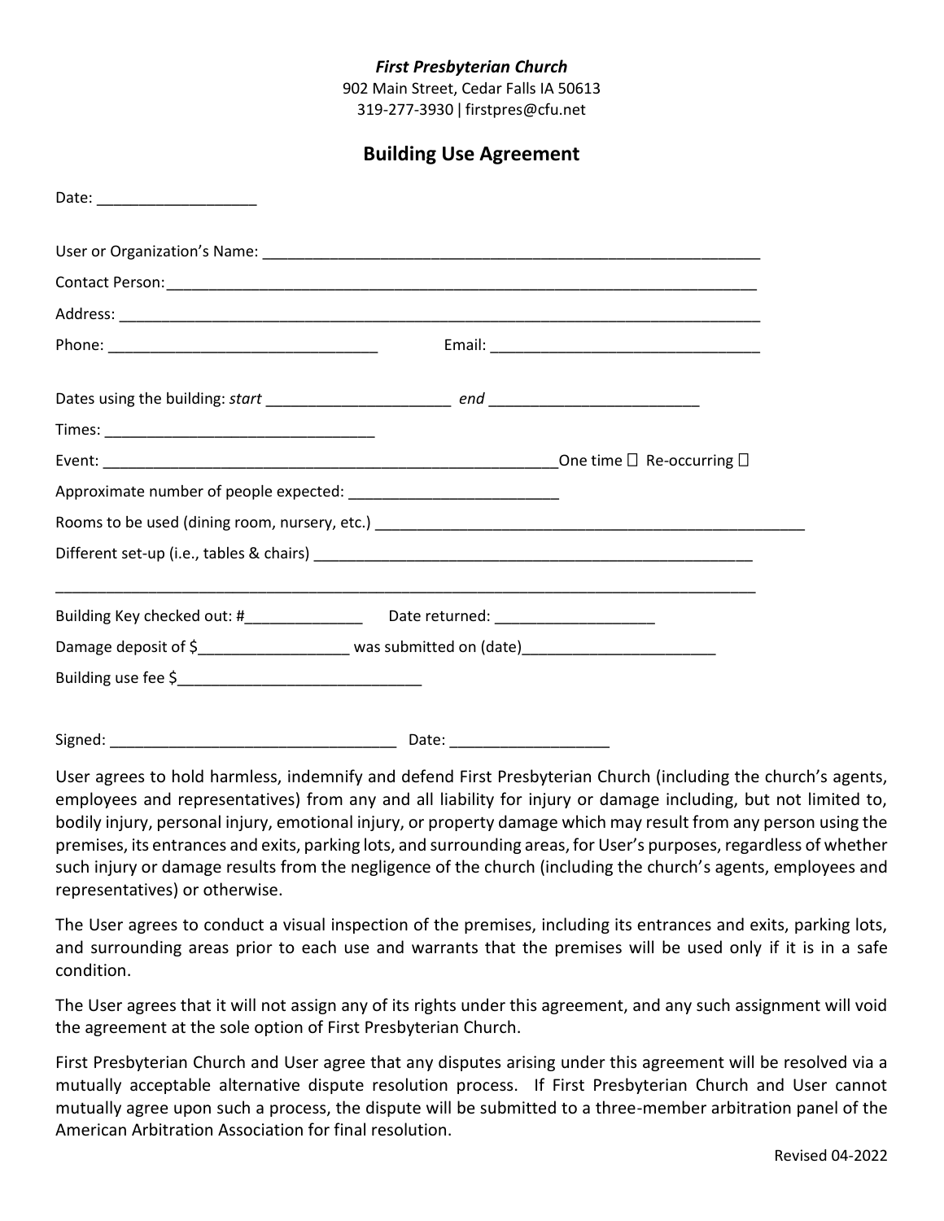***First Presbyterian Church***

902 Main Street, Cedar Falls IA 50613

319-277-3930 | firstpres@cfu.net

## Building Use Agreement

Date: ___________________

User or Organization's Name: ____________________________________________________________

Contact Person: _________________________________________________________________________

Address: _______________________________________________________________________________

Phone: ________________________________ Email: ________________________________

Dates using the building: *start* ______________________ *end* _________________________

Times: ________________________________

Event: ________________________________________________________ One time ☐ Re-occurring ☐

Approximate number of people expected: _________________________

Rooms to be used (dining room, nursery, etc.) _____________________________________________________

Different set-up (i.e., tables & chairs) _____________________________________________________

_______________________________________________________________________________________

Building Key checked out: #______________ Date returned: ___________________

Damage deposit of $__________________ was submitted on (date)_______________________

Building use fee $_____________________________

Signed: __________________________________ Date: ___________________

User agrees to hold harmless, indemnify and defend First Presbyterian Church (including the church's agents, employees and representatives) from any and all liability for injury or damage including, but not limited to, bodily injury, personal injury, emotional injury, or property damage which may result from any person using the premises, its entrances and exits, parking lots, and surrounding areas, for User's purposes, regardless of whether such injury or damage results from the negligence of the church (including the church's agents, employees and representatives) or otherwise.

The User agrees to conduct a visual inspection of the premises, including its entrances and exits, parking lots, and surrounding areas prior to each use and warrants that the premises will be used only if it is in a safe condition.

The User agrees that it will not assign any of its rights under this agreement, and any such assignment will void the agreement at the sole option of First Presbyterian Church.

First Presbyterian Church and User agree that any disputes arising under this agreement will be resolved via a mutually acceptable alternative dispute resolution process. If First Presbyterian Church and User cannot mutually agree upon such a process, the dispute will be submitted to a three-member arbitration panel of the American Arbitration Association for final resolution.

Revised 04-2022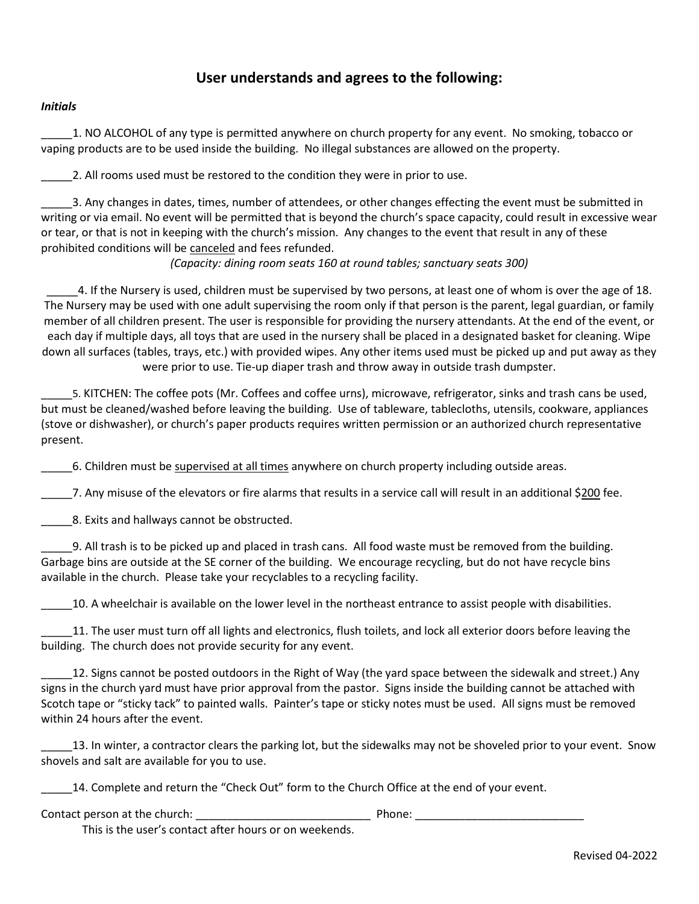## User understands and agrees to the following:

***Initials***

_____1. NO ALCOHOL of any type is permitted anywhere on church property for any event. No smoking, tobacco or vaping products are to be used inside the building. No illegal substances are allowed on the property.

_____2. All rooms used must be restored to the condition they were in prior to use.

_____3. Any changes in dates, times, number of attendees, or other changes effecting the event must be submitted in writing or via email. No event will be permitted that is beyond the church's space capacity, could result in excessive wear or tear, or that is not in keeping with the church's mission. Any changes to the event that result in any of these prohibited conditions will be <u>canceled</u> and fees refunded.

*(Capacity: dining room seats 160 at round tables; sanctuary seats 300)*

_____4. If the Nursery is used, children must be supervised by two persons, at least one of whom is over the age of 18. The Nursery may be used with one adult supervising the room only if that person is the parent, legal guardian, or family member of all children present. The user is responsible for providing the nursery attendants. At the end of the event, or each day if multiple days, all toys that are used in the nursery shall be placed in a designated basket for cleaning. Wipe down all surfaces (tables, trays, etc.) with provided wipes. Any other items used must be picked up and put away as they were prior to use. Tie-up diaper trash and throw away in outside trash dumpster.

_____5. KITCHEN: The coffee pots (Mr. Coffees and coffee urns), microwave, refrigerator, sinks and trash cans be used, but must be cleaned/washed before leaving the building. Use of tableware, tablecloths, utensils, cookware, appliances (stove or dishwasher), or church's paper products requires written permission or an authorized church representative present.

_____6. Children must be <u>supervised at all times</u> anywhere on church property including outside areas.

_____7. Any misuse of the elevators or fire alarms that results in a service call will result in an additional $<u>200</u> fee.

_____8. Exits and hallways cannot be obstructed.

_____9. All trash is to be picked up and placed in trash cans. All food waste must be removed from the building. Garbage bins are outside at the SE corner of the building. We encourage recycling, but do not have recycle bins available in the church. Please take your recyclables to a recycling facility.

_____10. A wheelchair is available on the lower level in the northeast entrance to assist people with disabilities.

_____11. The user must turn off all lights and electronics, flush toilets, and lock all exterior doors before leaving the building. The church does not provide security for any event.

_____12. Signs cannot be posted outdoors in the Right of Way (the yard space between the sidewalk and street.) Any signs in the church yard must have prior approval from the pastor. Signs inside the building cannot be attached with Scotch tape or "sticky tack" to painted walls. Painter's tape or sticky notes must be used. All signs must be removed within 24 hours after the event.

_____13. In winter, a contractor clears the parking lot, but the sidewalks may not be shoveled prior to your event. Snow shovels and salt are available for you to use.

_____14. Complete and return the "Check Out" form to the Church Office at the end of your event.

Contact person at the church: ____________________________ Phone: ___________________________

This is the user's contact after hours or on weekends.

Revised 04-2022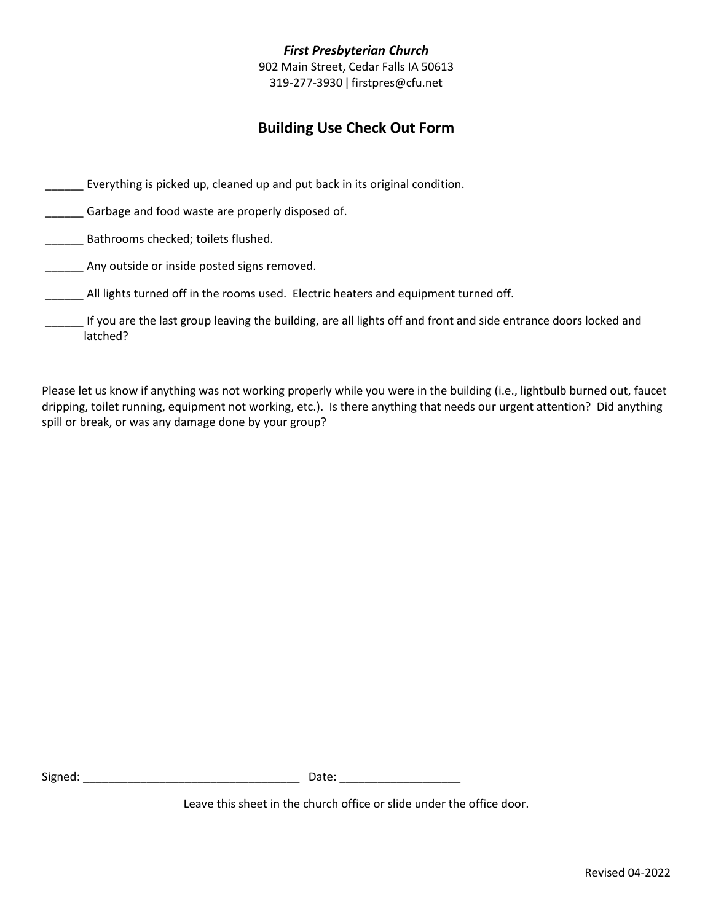***First Presbyterian Church***

902 Main Street, Cedar Falls IA 50613

319-277-3930 | firstpres@cfu.net

## Building Use Check Out Form

______ Everything is picked up, cleaned up and put back in its original condition.

______ Garbage and food waste are properly disposed of.

______ Bathrooms checked; toilets flushed.

______ Any outside or inside posted signs removed.

______ All lights turned off in the rooms used.  Electric heaters and equipment turned off.

______ If you are the last group leaving the building, are all lights off and front and side entrance doors locked and latched?

Please let us know if anything was not working properly while you were in the building (i.e., lightbulb burned out, faucet dripping, toilet running, equipment not working, etc.).  Is there anything that needs our urgent attention?  Did anything spill or break, or was any damage done by your group?

Signed: __________________________________ Date: ___________________

Leave this sheet in the church office or slide under the office door.

Revised 04-2022